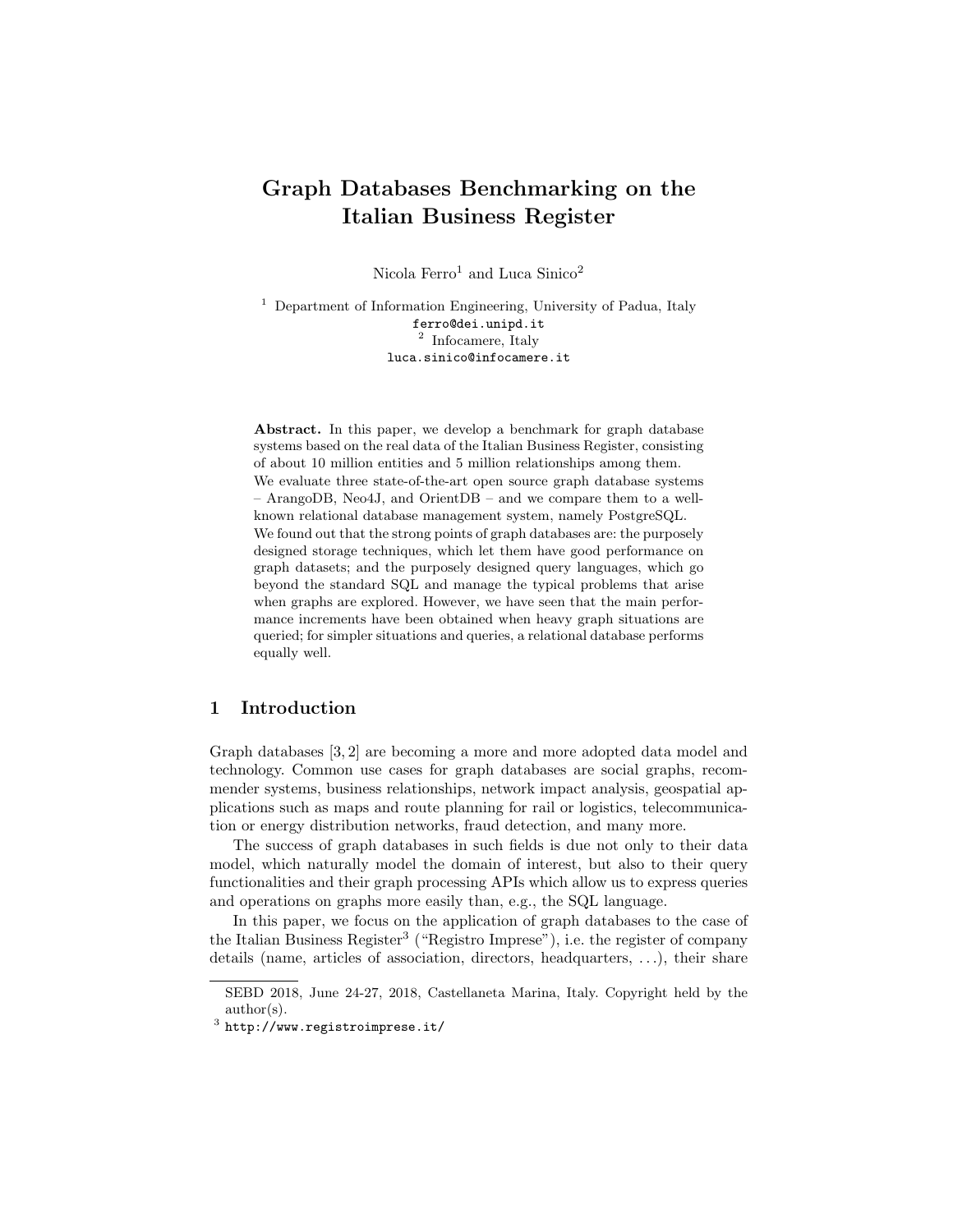# Graph Databases Benchmarking on the Italian Business Register

Nicola Ferro[1] and Luca Sinico[2]

[1] Department of Information Engineering, University of Padua, Italy
ferro@dei.unipd.it
[2] Infocamere, Italy
luca.sinico@infocamere.it

**Abstract.** In this paper, we develop a benchmark for graph database systems based on the real data of the Italian Business Register, consisting of about 10 million entities and 5 million relationships among them. We evaluate three state-of-the-art open source graph database systems – ArangoDB, Neo4J, and OrientDB – and we compare them to a well-known relational database management system, namely PostgreSQL. We found out that the strong points of graph databases are: the purposely designed storage techniques, which let them have good performance on graph datasets; and the purposely designed query languages, which go beyond the standard SQL and manage the typical problems that arise when graphs are explored. However, we have seen that the main performance increments have been obtained when heavy graph situations are queried; for simpler situations and queries, a relational database performs equally well.

## 1 Introduction

Graph databases [3, 2] are becoming a more and more adopted data model and technology. Common use cases for graph databases are social graphs, recommender systems, business relationships, network impact analysis, geospatial applications such as maps and route planning for rail or logistics, telecommunication or energy distribution networks, fraud detection, and many more.

The success of graph databases in such fields is due not only to their data model, which naturally model the domain of interest, but also to their query functionalities and their graph processing APIs which allow us to express queries and operations on graphs more easily than, e.g., the SQL language.

In this paper, we focus on the application of graph databases to the case of the Italian Business Register[3] ("Registro Imprese"), i.e. the register of company details (name, articles of association, directors, headquarters, ...), their share

SEBD 2018, June 24-27, 2018, Castellaneta Marina, Italy. Copyright held by the author(s).

[3] http://www.registroimprese.it/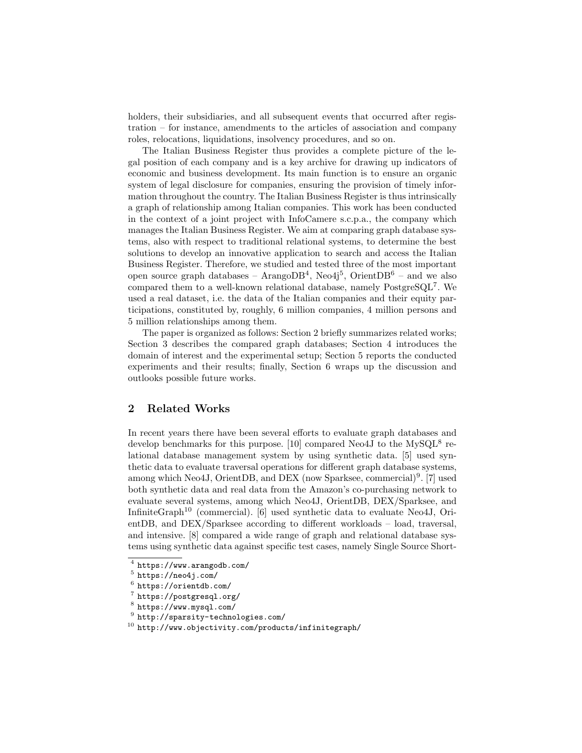holders, their subsidiaries, and all subsequent events that occurred after registration – for instance, amendments to the articles of association and company roles, relocations, liquidations, insolvency procedures, and so on.

The Italian Business Register thus provides a complete picture of the legal position of each company and is a key archive for drawing up indicators of economic and business development. Its main function is to ensure an organic system of legal disclosure for companies, ensuring the provision of timely information throughout the country. The Italian Business Register is thus intrinsically a graph of relationship among Italian companies. This work has been conducted in the context of a joint project with InfoCamere s.c.p.a., the company which manages the Italian Business Register. We aim at comparing graph database systems, also with respect to traditional relational systems, to determine the best solutions to develop an innovative application to search and access the Italian Business Register. Therefore, we studied and tested three of the most important open source graph databases – ArangoDB[4], Neo4j[5], OrientDB[6] – and we also compared them to a well-known relational database, namely PostgreSQL[7]. We used a real dataset, i.e. the data of the Italian companies and their equity participations, constituted by, roughly, 6 million companies, 4 million persons and 5 million relationships among them.

The paper is organized as follows: Section 2 briefly summarizes related works; Section 3 describes the compared graph databases; Section 4 introduces the domain of interest and the experimental setup; Section 5 reports the conducted experiments and their results; finally, Section 6 wraps up the discussion and outlooks possible future works.

## 2 Related Works

In recent years there have been several efforts to evaluate graph databases and develop benchmarks for this purpose. [10] compared Neo4J to the MySQL[8] relational database management system by using synthetic data. [5] used synthetic data to evaluate traversal operations for different graph database systems, among which Neo4J, OrientDB, and DEX (now Sparksee, commercial)[9]. [7] used both synthetic data and real data from the Amazon's co-purchasing network to evaluate several systems, among which Neo4J, OrientDB, DEX/Sparksee, and InfiniteGraph[10] (commercial). [6] used synthetic data to evaluate Neo4J, OrientDB, and DEX/Sparksee according to different workloads – load, traversal, and intensive. [8] compared a wide range of graph and relational database systems using synthetic data against specific test cases, namely Single Source Short-

[4] https://www.arangodb.com/

[5] https://neo4j.com/

[6] https://orientdb.com/

[7] https://postgresql.org/

[8] https://www.mysql.com/

[9] http://sparsity-technologies.com/

[10] http://www.objectivity.com/products/infinitegraph/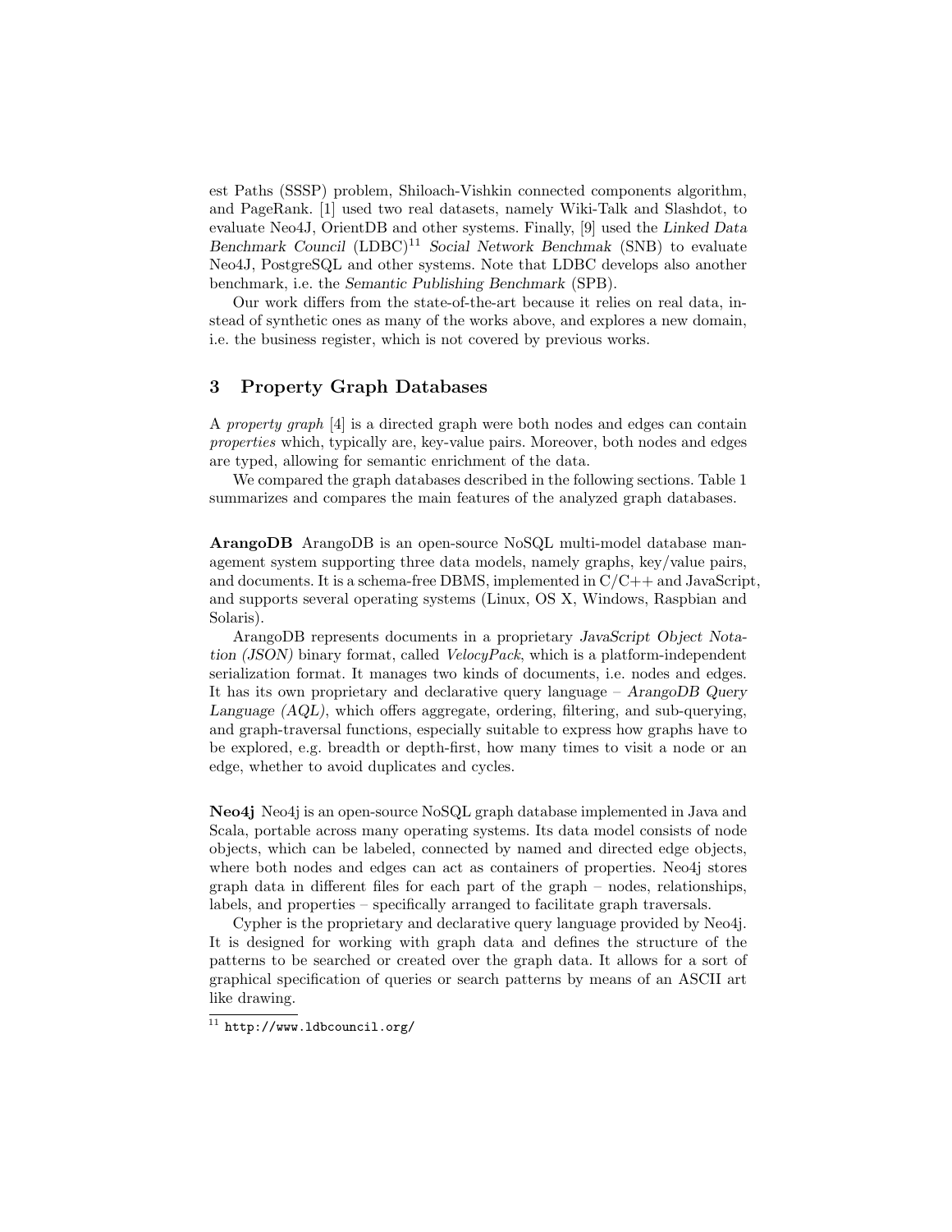est Paths (SSSP) problem, Shiloach-Vishkin connected components algorithm, and PageRank. [1] used two real datasets, namely Wiki-Talk and Slashdot, to evaluate Neo4J, OrientDB and other systems. Finally, [9] used the *Linked Data Benchmark Council* (LDBC)[11] *Social Network Benchmak* (SNB) to evaluate Neo4J, PostgreSQL and other systems. Note that LDBC develops also another benchmark, i.e. the *Semantic Publishing Benchmark* (SPB).

Our work differs from the state-of-the-art because it relies on real data, instead of synthetic ones as many of the works above, and explores a new domain, i.e. the business register, which is not covered by previous works.

## 3 Property Graph Databases

A *property graph* [4] is a directed graph were both nodes and edges can contain *properties* which, typically are, key-value pairs. Moreover, both nodes and edges are typed, allowing for semantic enrichment of the data.

We compared the graph databases described in the following sections. Table 1 summarizes and compares the main features of the analyzed graph databases.

**ArangoDB** ArangoDB is an open-source NoSQL multi-model database management system supporting three data models, namely graphs, key/value pairs, and documents. It is a schema-free DBMS, implemented in C/C++ and JavaScript, and supports several operating systems (Linux, OS X, Windows, Raspbian and Solaris).

ArangoDB represents documents in a proprietary *JavaScript Object Notation (JSON)* binary format, called *VelocyPack*, which is a platform-independent serialization format. It manages two kinds of documents, i.e. nodes and edges. It has its own proprietary and declarative query language – *ArangoDB Query Language (AQL)*, which offers aggregate, ordering, filtering, and sub-querying, and graph-traversal functions, especially suitable to express how graphs have to be explored, e.g. breadth or depth-first, how many times to visit a node or an edge, whether to avoid duplicates and cycles.

**Neo4j** Neo4j is an open-source NoSQL graph database implemented in Java and Scala, portable across many operating systems. Its data model consists of node objects, which can be labeled, connected by named and directed edge objects, where both nodes and edges can act as containers of properties. Neo4j stores graph data in different files for each part of the graph – nodes, relationships, labels, and properties – specifically arranged to facilitate graph traversals.

Cypher is the proprietary and declarative query language provided by Neo4j. It is designed for working with graph data and defines the structure of the patterns to be searched or created over the graph data. It allows for a sort of graphical specification of queries or search patterns by means of an ASCII art like drawing.

[11] http://www.ldbcouncil.org/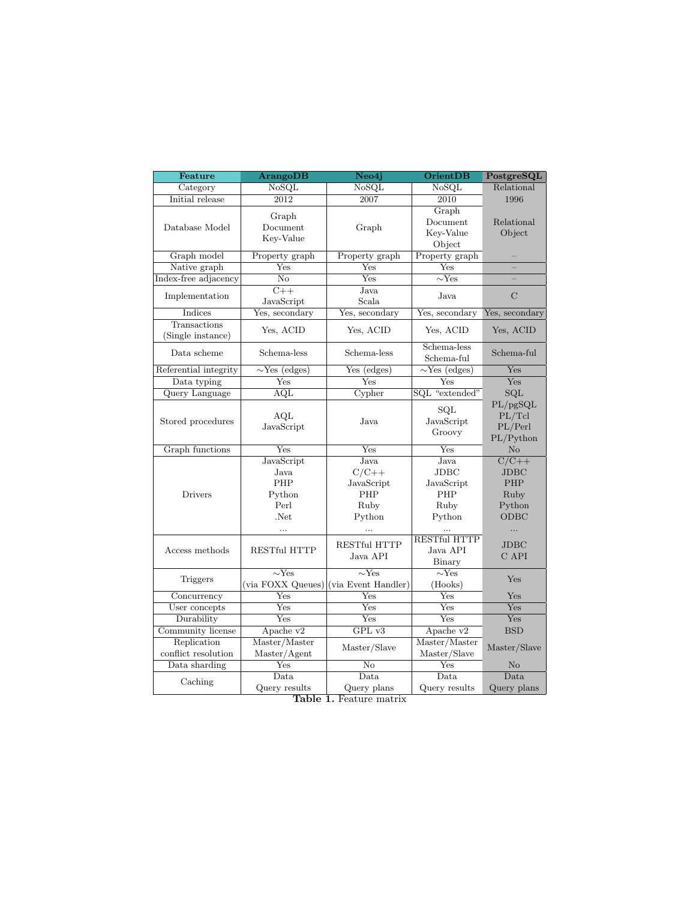| Feature | ArangoDB | Neo4j | OrientDB | PostgreSQL |
| --- | --- | --- | --- | --- |
| Category | NoSQL | NoSQL | NoSQL | Relational |
| Initial release | 2012 | 2007 | 2010 | 1996 |
| Database Model | Graph<br>Document<br>Key-Value | Graph | Graph<br>Document<br>Key-Value<br>Object | Relational<br>Object |
| Graph model | Property graph | Property graph | Property graph | – |
| Native graph | Yes | Yes | Yes | – |
| Index-free adjacency | No | Yes | ∼Yes | – |
| Implementation | C++<br>JavaScript | Java<br>Scala | Java | C |
| Indices | Yes, secondary | Yes, secondary | Yes, secondary | Yes, secondary |
| Transactions (Single instance) | Yes, ACID | Yes, ACID | Yes, ACID | Yes, ACID |
| Data scheme | Schema-less | Schema-less | Schema-less<br>Schema-ful | Schema-ful |
| Referential integrity | ∼Yes (edges) | Yes (edges) | ∼Yes (edges) | Yes |
| Data typing | Yes | Yes | Yes | Yes |
| Query Language | AQL | Cypher | SQL "extended" | SQL |
| Stored procedures | AQL<br>JavaScript | Java | SQL<br>JavaScript<br>Groovy | PL/pgSQL<br>PL/Tcl<br>PL/Perl<br>PL/Python |
| Graph functions | Yes | Yes | Yes | No |
| Drivers | JavaScript<br>Java<br>PHP<br>Python<br>Perl<br>.Net<br>... | Java<br>C/C++<br>JavaScript<br>PHP<br>Ruby<br>Python<br>... | Java<br>JDBC<br>JavaScript<br>PHP<br>Ruby<br>Python<br>... | C/C++<br>JDBC<br>PHP<br>Ruby<br>Python<br>ODBC<br>... |
| Access methods | RESTful HTTP | RESTful HTTP<br>Java API | RESTful HTTP<br>Java API<br>Binary | JDBC<br>C API |
| Triggers | ∼Yes<br>(via FOXX Queues) | ∼Yes<br>(via Event Handler) | ∼Yes<br>(Hooks) | Yes |
| Concurrency | Yes | Yes | Yes | Yes |
| User concepts | Yes | Yes | Yes | Yes |
| Durability | Yes | Yes | Yes | Yes |
| Community license | Apache v2 | GPL v3 | Apache v2 | BSD |
| Replication conflict resolution | Master/Master<br>Master/Agent | Master/Slave | Master/Master<br>Master/Slave | Master/Slave |
| Data sharding | Yes | No | Yes | No |
| Caching | Data<br>Query results | Data<br>Query plans | Data<br>Query results | Data<br>Query plans |

**Table 1.** Feature matrix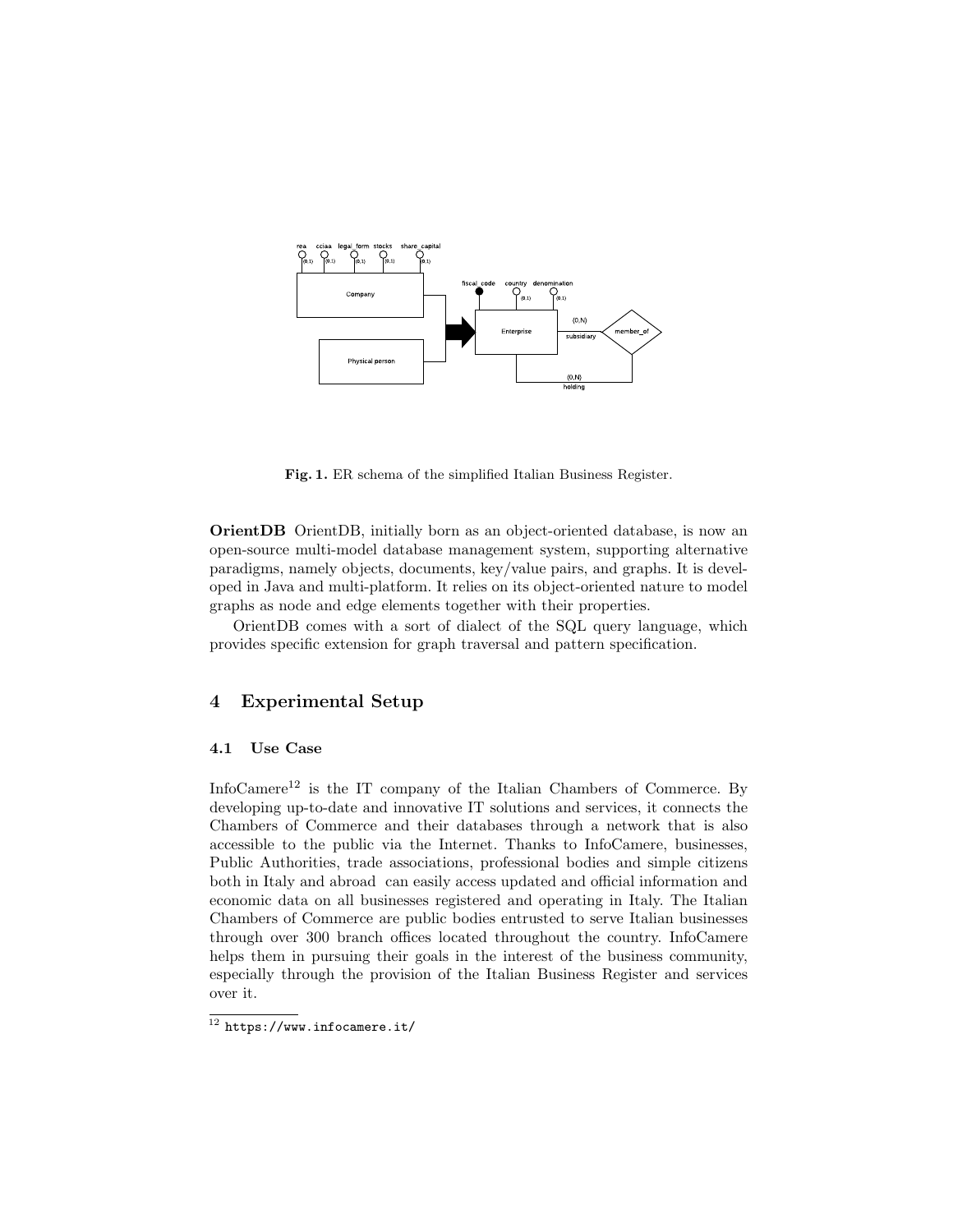**Fig. 1.** ER schema of the simplified Italian Business Register.

**OrientDB** OrientDB, initially born as an object-oriented database, is now an open-source multi-model database management system, supporting alternative paradigms, namely objects, documents, key/value pairs, and graphs. It is developed in Java and multi-platform. It relies on its object-oriented nature to model graphs as node and edge elements together with their properties.

OrientDB comes with a sort of dialect of the SQL query language, which provides specific extension for graph traversal and pattern specification.

## 4 Experimental Setup

### 4.1 Use Case

InfoCamere[12] is the IT company of the Italian Chambers of Commerce. By developing up-to-date and innovative IT solutions and services, it connects the Chambers of Commerce and their databases through a network that is also accessible to the public via the Internet. Thanks to InfoCamere, businesses, Public Authorities, trade associations, professional bodies and simple citizens both in Italy and abroad can easily access updated and official information and economic data on all businesses registered and operating in Italy. The Italian Chambers of Commerce are public bodies entrusted to serve Italian businesses through over 300 branch offices located throughout the country. InfoCamere helps them in pursuing their goals in the interest of the business community, especially through the provision of the Italian Business Register and services over it.

[12] https://www.infocamere.it/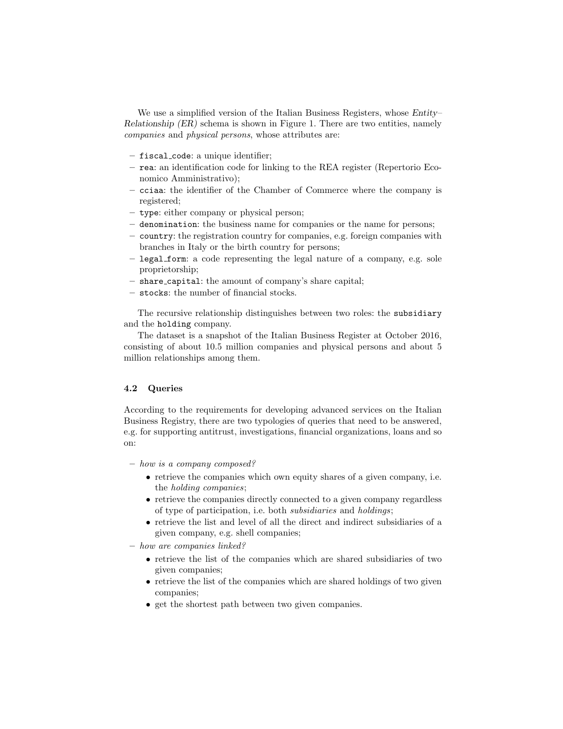We use a simplified version of the Italian Business Registers, whose *Entity–Relationship (ER)* schema is shown in Figure 1. There are two entities, namely *companies* and *physical persons*, whose attributes are:

- `fiscal_code`: a unique identifier;
- `rea`: an identification code for linking to the REA register (Repertorio Economico Amministrativo);
- `cciaa`: the identifier of the Chamber of Commerce where the company is registered;
- `type`: either company or physical person;
- `denomination`: the business name for companies or the name for persons;
- `country`: the registration country for companies, e.g. foreign companies with branches in Italy or the birth country for persons;
- `legal_form`: a code representing the legal nature of a company, e.g. sole proprietorship;
- `share_capital`: the amount of company's share capital;
- `stocks`: the number of financial stocks.

The recursive relationship distinguishes between two roles: the `subsidiary` and the `holding` company.

The dataset is a snapshot of the Italian Business Register at October 2016, consisting of about 10.5 million companies and physical persons and about 5 million relationships among them.

### 4.2 Queries

According to the requirements for developing advanced services on the Italian Business Registry, there are two typologies of queries that need to be answered, e.g. for supporting antitrust, investigations, financial organizations, loans and so on:

- *how is a company composed?*
  - retrieve the companies which own equity shares of a given company, i.e. the *holding companies*;
  - retrieve the companies directly connected to a given company regardless of type of participation, i.e. both *subsidiaries* and *holdings*;
  - retrieve the list and level of all the direct and indirect subsidiaries of a given company, e.g. shell companies;
- *how are companies linked?*
  - retrieve the list of the companies which are shared subsidiaries of two given companies;
  - retrieve the list of the companies which are shared holdings of two given companies;
  - get the shortest path between two given companies.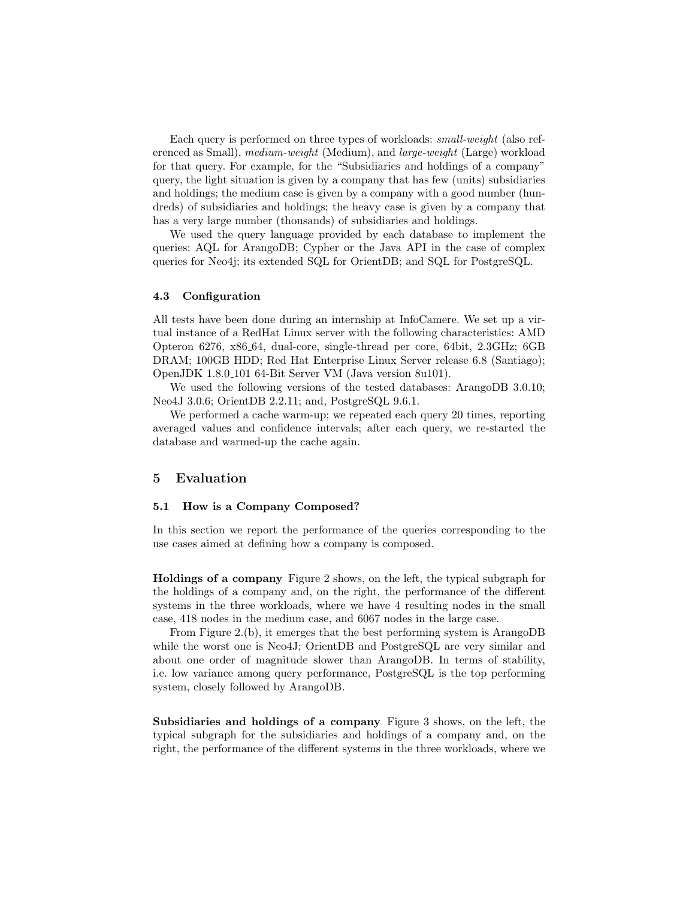Each query is performed on three types of workloads: *small-weight* (also referenced as Small), *medium-weight* (Medium), and *large-weight* (Large) workload for that query. For example, for the "Subsidiaries and holdings of a company" query, the light situation is given by a company that has few (units) subsidiaries and holdings; the medium case is given by a company with a good number (hundreds) of subsidiaries and holdings; the heavy case is given by a company that has a very large number (thousands) of subsidiaries and holdings.

We used the query language provided by each database to implement the queries: AQL for ArangoDB; Cypher or the Java API in the case of complex queries for Neo4j; its extended SQL for OrientDB; and SQL for PostgreSQL.

### 4.3 Configuration

All tests have been done during an internship at InfoCamere. We set up a virtual instance of a RedHat Linux server with the following characteristics: AMD Opteron 6276, x86_64, dual-core, single-thread per core, 64bit, 2.3GHz; 6GB DRAM; 100GB HDD; Red Hat Enterprise Linux Server release 6.8 (Santiago); OpenJDK 1.8.0_101 64-Bit Server VM (Java version 8u101).

We used the following versions of the tested databases: ArangoDB 3.0.10; Neo4J 3.0.6; OrientDB 2.2.11; and, PostgreSQL 9.6.1.

We performed a cache warm-up; we repeated each query 20 times, reporting averaged values and confidence intervals; after each query, we re-started the database and warmed-up the cache again.

## 5 Evaluation

### 5.1 How is a Company Composed?

In this section we report the performance of the queries corresponding to the use cases aimed at defining how a company is composed.

**Holdings of a company** Figure 2 shows, on the left, the typical subgraph for the holdings of a company and, on the right, the performance of the different systems in the three workloads, where we have 4 resulting nodes in the small case, 418 nodes in the medium case, and 6067 nodes in the large case.

From Figure 2.(b), it emerges that the best performing system is ArangoDB while the worst one is Neo4J; OrientDB and PostgreSQL are very similar and about one order of magnitude slower than ArangoDB. In terms of stability, i.e. low variance among query performance, PostgreSQL is the top performing system, closely followed by ArangoDB.

**Subsidiaries and holdings of a company** Figure 3 shows, on the left, the typical subgraph for the subsidiaries and holdings of a company and, on the right, the performance of the different systems in the three workloads, where we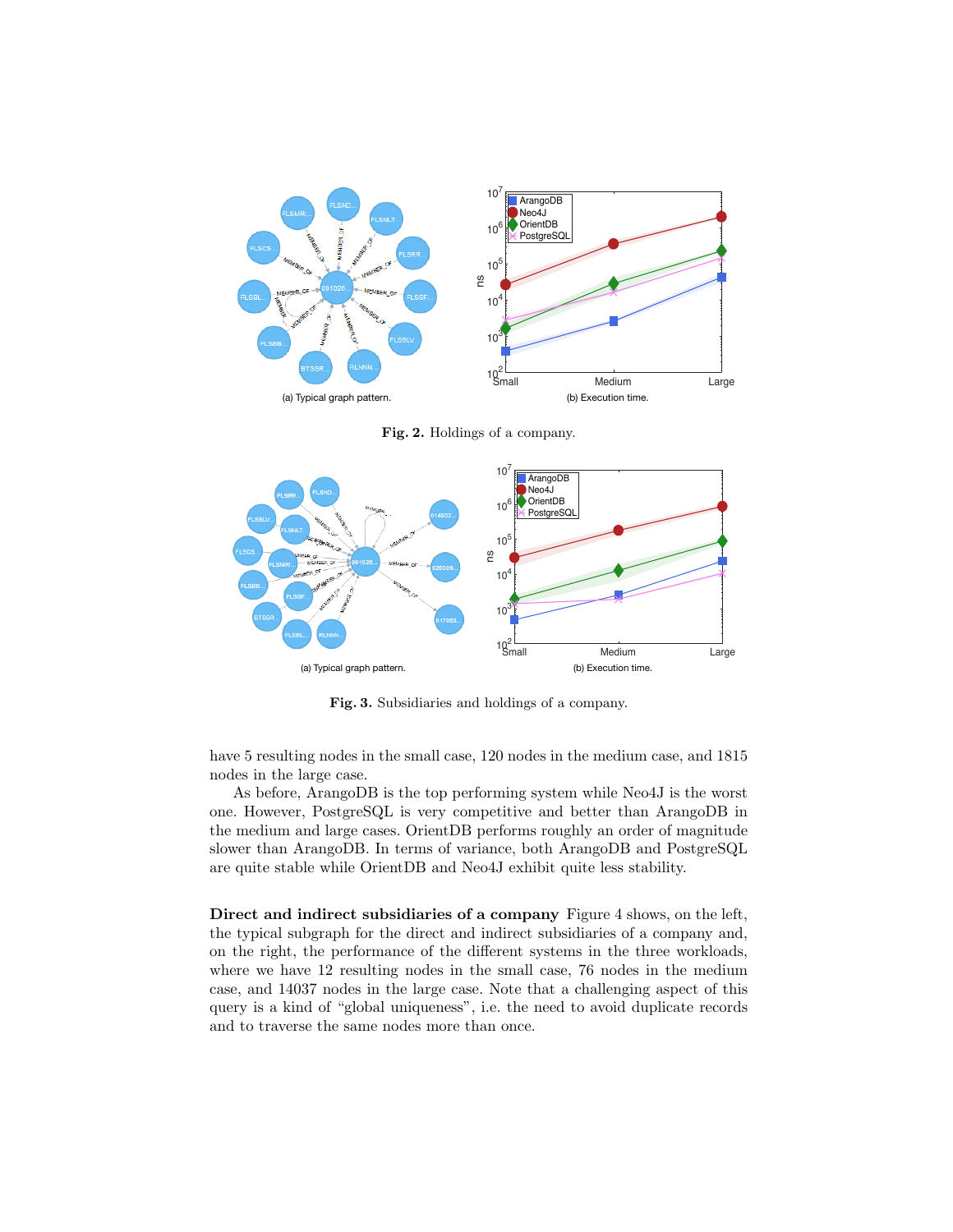(a) Typical graph pattern. (b) Execution time.

**Fig. 2.** Holdings of a company.

(a) Typical graph pattern. (b) Execution time.

**Fig. 3.** Subsidiaries and holdings of a company.

have 5 resulting nodes in the small case, 120 nodes in the medium case, and 1815 nodes in the large case.

As before, ArangoDB is the top performing system while Neo4J is the worst one. However, PostgreSQL is very competitive and better than ArangoDB in the medium and large cases. OrientDB performs roughly an order of magnitude slower than ArangoDB. In terms of variance, both ArangoDB and PostgreSQL are quite stable while OrientDB and Neo4J exhibit quite less stability.

**Direct and indirect subsidiaries of a company** Figure 4 shows, on the left, the typical subgraph for the direct and indirect subsidiaries of a company and, on the right, the performance of the different systems in the three workloads, where we have 12 resulting nodes in the small case, 76 nodes in the medium case, and 14037 nodes in the large case. Note that a challenging aspect of this query is a kind of "global uniqueness", i.e. the need to avoid duplicate records and to traverse the same nodes more than once.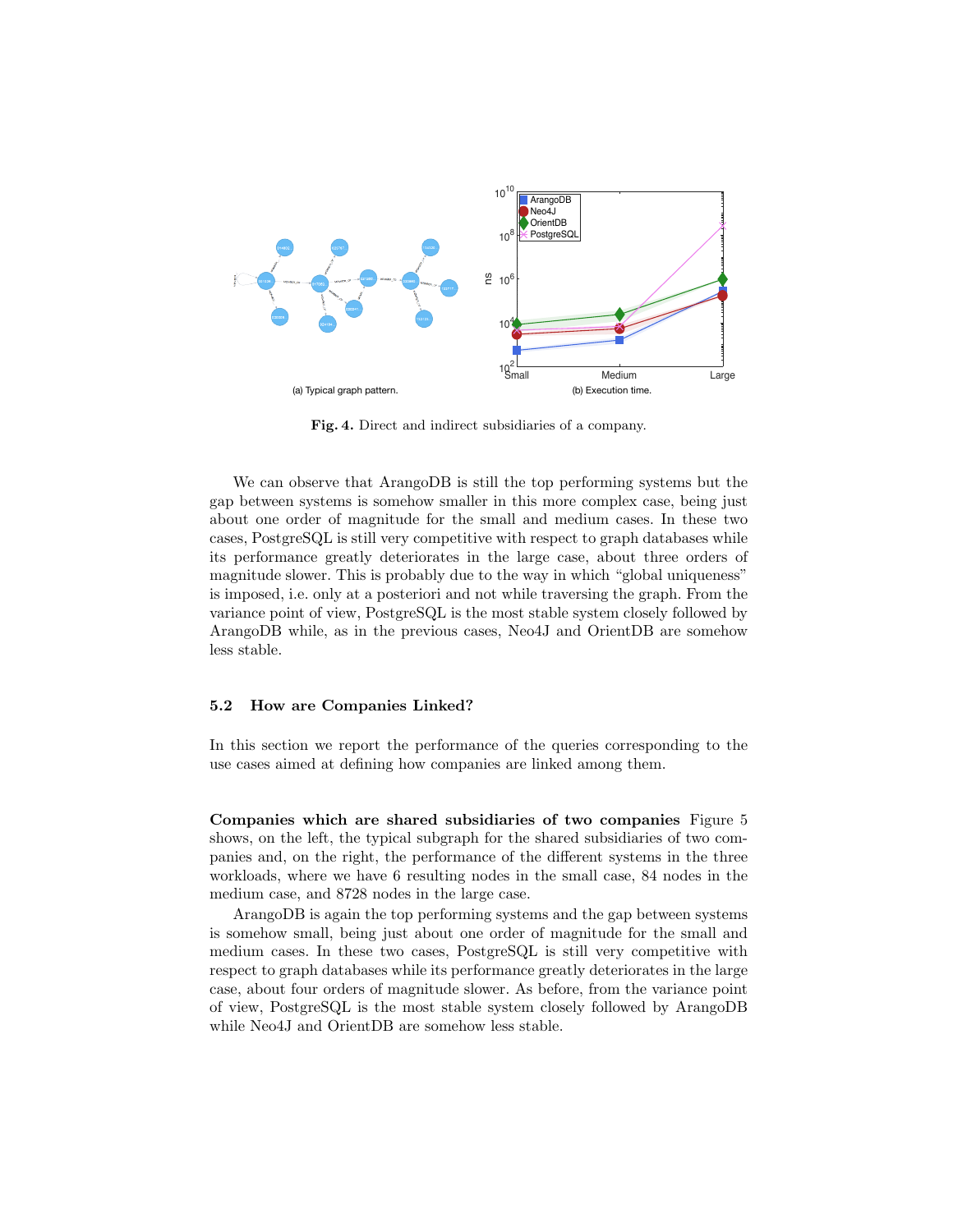(a) Typical graph pattern.

(b) Execution time.

**Fig. 4.** Direct and indirect subsidiaries of a company.

We can observe that ArangoDB is still the top performing systems but the gap between systems is somehow smaller in this more complex case, being just about one order of magnitude for the small and medium cases. In these two cases, PostgreSQL is still very competitive with respect to graph databases while its performance greatly deteriorates in the large case, about three orders of magnitude slower. This is probably due to the way in which "global uniqueness" is imposed, i.e. only at a posteriori and not while traversing the graph. From the variance point of view, PostgreSQL is the most stable system closely followed by ArangoDB while, as in the previous cases, Neo4J and OrientDB are somehow less stable.

### 5.2 How are Companies Linked?

In this section we report the performance of the queries corresponding to the use cases aimed at defining how companies are linked among them.

**Companies which are shared subsidiaries of two companies** Figure 5 shows, on the left, the typical subgraph for the shared subsidiaries of two companies and, on the right, the performance of the different systems in the three workloads, where we have 6 resulting nodes in the small case, 84 nodes in the medium case, and 8728 nodes in the large case.

ArangoDB is again the top performing systems and the gap between systems is somehow small, being just about one order of magnitude for the small and medium cases. In these two cases, PostgreSQL is still very competitive with respect to graph databases while its performance greatly deteriorates in the large case, about four orders of magnitude slower. As before, from the variance point of view, PostgreSQL is the most stable system closely followed by ArangoDB while Neo4J and OrientDB are somehow less stable.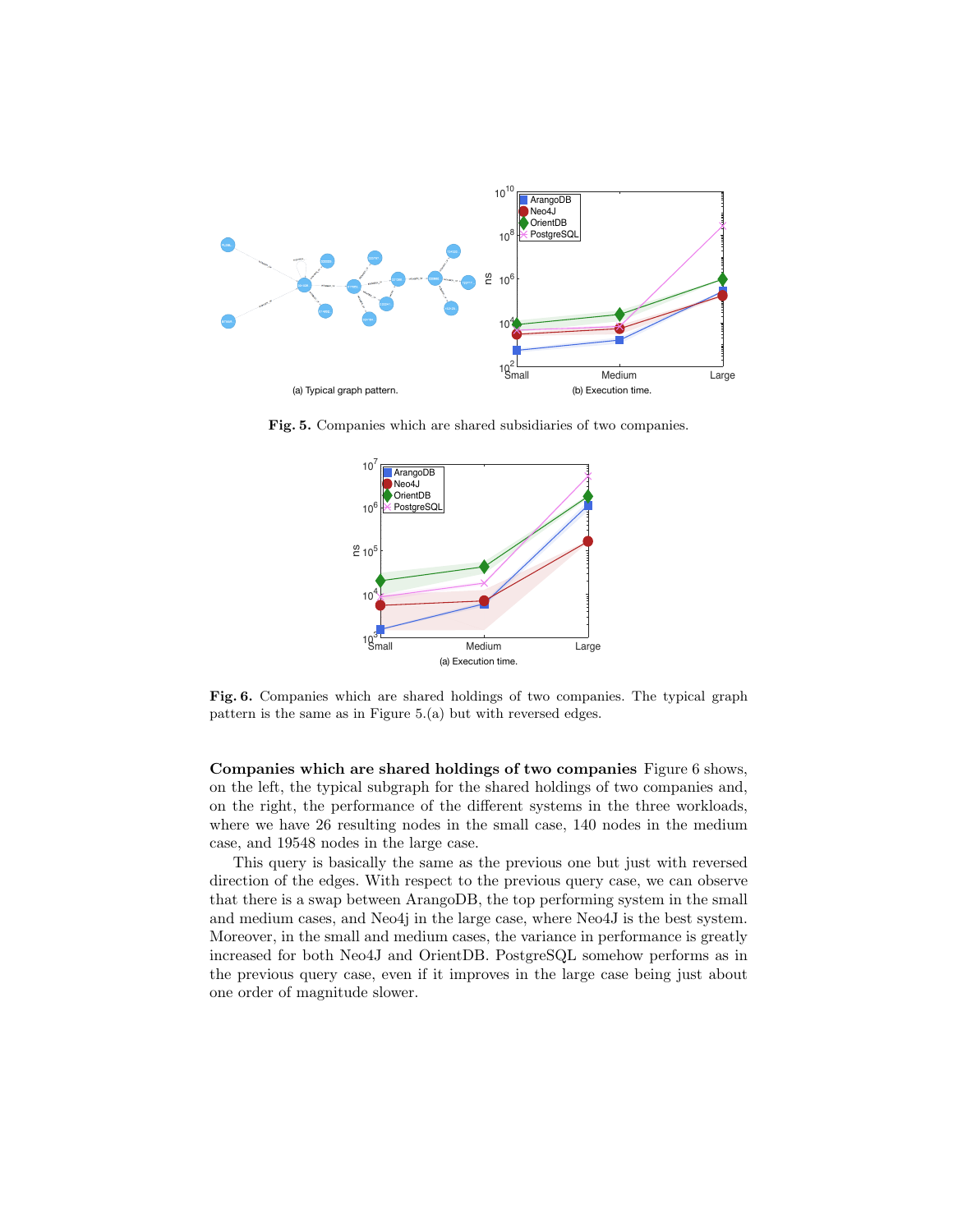(a) Typical graph pattern.

(b) Execution time.

**Fig. 5.** Companies which are shared subsidiaries of two companies.

(a) Execution time.

**Fig. 6.** Companies which are shared holdings of two companies. The typical graph pattern is the same as in Figure 5.(a) but with reversed edges.

**Companies which are shared holdings of two companies** Figure 6 shows, on the left, the typical subgraph for the shared holdings of two companies and, on the right, the performance of the different systems in the three workloads, where we have 26 resulting nodes in the small case, 140 nodes in the medium case, and 19548 nodes in the large case.

This query is basically the same as the previous one but just with reversed direction of the edges. With respect to the previous query case, we can observe that there is a swap between ArangoDB, the top performing system in the small and medium cases, and Neo4j in the large case, where Neo4J is the best system. Moreover, in the small and medium cases, the variance in performance is greatly increased for both Neo4J and OrientDB. PostgreSQL somehow performs as in the previous query case, even if it improves in the large case being just about one order of magnitude slower.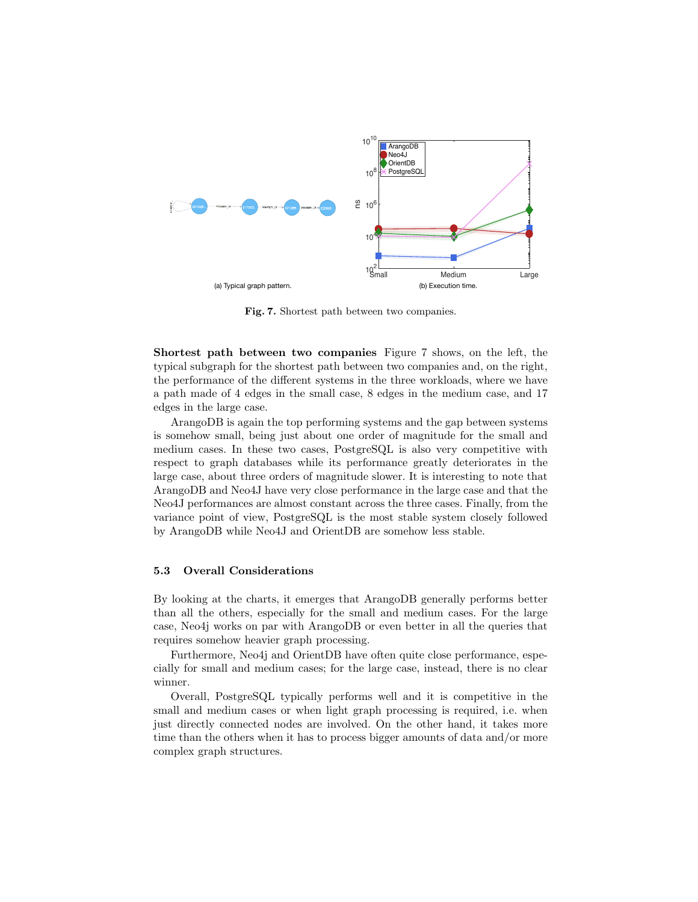(a) Typical graph pattern.

(b) Execution time.

**Fig. 7.** Shortest path between two companies.

**Shortest path between two companies** Figure 7 shows, on the left, the typical subgraph for the shortest path between two companies and, on the right, the performance of the different systems in the three workloads, where we have a path made of 4 edges in the small case, 8 edges in the medium case, and 17 edges in the large case.

ArangoDB is again the top performing systems and the gap between systems is somehow small, being just about one order of magnitude for the small and medium cases. In these two cases, PostgreSQL is also very competitive with respect to graph databases while its performance greatly deteriorates in the large case, about three orders of magnitude slower. It is interesting to note that ArangoDB and Neo4J have very close performance in the large case and that the Neo4J performances are almost constant across the three cases. Finally, from the variance point of view, PostgreSQL is the most stable system closely followed by ArangoDB while Neo4J and OrientDB are somehow less stable.

### 5.3 Overall Considerations

By looking at the charts, it emerges that ArangoDB generally performs better than all the others, especially for the small and medium cases. For the large case, Neo4j works on par with ArangoDB or even better in all the queries that requires somehow heavier graph processing.

Furthermore, Neo4j and OrientDB have often quite close performance, especially for small and medium cases; for the large case, instead, there is no clear winner.

Overall, PostgreSQL typically performs well and it is competitive in the small and medium cases or when light graph processing is required, i.e. when just directly connected nodes are involved. On the other hand, it takes more time than the others when it has to process bigger amounts of data and/or more complex graph structures.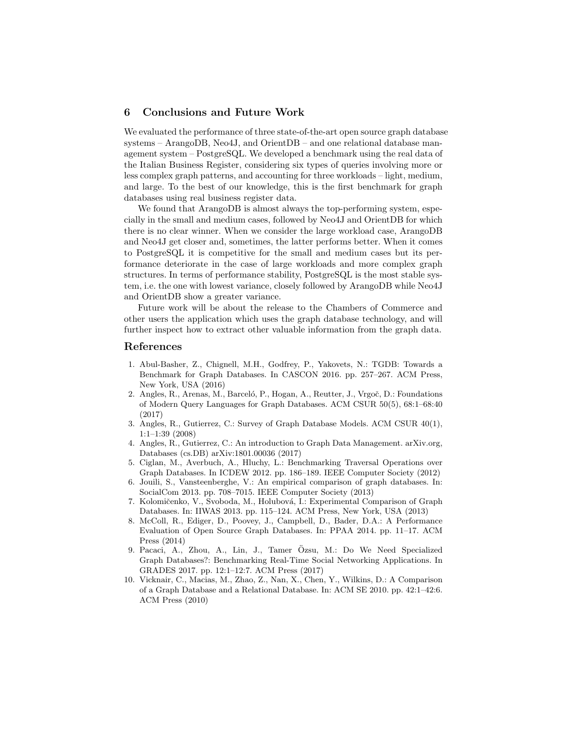## 6 Conclusions and Future Work

We evaluated the performance of three state-of-the-art open source graph database systems – ArangoDB, Neo4J, and OrientDB – and one relational database management system – PostgreSQL. We developed a benchmark using the real data of the Italian Business Register, considering six types of queries involving more or less complex graph patterns, and accounting for three workloads – light, medium, and large. To the best of our knowledge, this is the first benchmark for graph databases using real business register data.

We found that ArangoDB is almost always the top-performing system, especially in the small and medium cases, followed by Neo4J and OrientDB for which there is no clear winner. When we consider the large workload case, ArangoDB and Neo4J get closer and, sometimes, the latter performs better. When it comes to PostgreSQL it is competitive for the small and medium cases but its performance deteriorate in the case of large workloads and more complex graph structures. In terms of performance stability, PostgreSQL is the most stable system, i.e. the one with lowest variance, closely followed by ArangoDB while Neo4J and OrientDB show a greater variance.

Future work will be about the release to the Chambers of Commerce and other users the application which uses the graph database technology, and will further inspect how to extract other valuable information from the graph data.

## References

1. Abul-Basher, Z., Chignell, M.H., Godfrey, P., Yakovets, N.: TGDB: Towards a Benchmark for Graph Databases. In CASCON 2016. pp. 257–267. ACM Press, New York, USA (2016)
2. Angles, R., Arenas, M., Barceló, P., Hogan, A., Reutter, J., Vrgoč, D.: Foundations of Modern Query Languages for Graph Databases. ACM CSUR 50(5), 68:1–68:40 (2017)
3. Angles, R., Gutierrez, C.: Survey of Graph Database Models. ACM CSUR 40(1), 1:1–1:39 (2008)
4. Angles, R., Gutierrez, C.: An introduction to Graph Data Management. arXiv.org, Databases (cs.DB) arXiv:1801.00036 (2017)
5. Ciglan, M., Averbuch, A., Hluchy, L.: Benchmarking Traversal Operations over Graph Databases. In ICDEW 2012. pp. 186–189. IEEE Computer Society (2012)
6. Jouili, S., Vansteenberghe, V.: An empirical comparison of graph databases. In: SocialCom 2013. pp. 708–7015. IEEE Computer Society (2013)
7. Kolomičenko, V., Svoboda, M., Holubová, I.: Experimental Comparison of Graph Databases. In: IIWAS 2013. pp. 115–124. ACM Press, New York, USA (2013)
8. McColl, R., Ediger, D., Poovey, J., Campbell, D., Bader, D.A.: A Performance Evaluation of Open Source Graph Databases. In: PPAA 2014. pp. 11–17. ACM Press (2014)
9. Pacaci, A., Zhou, A., Lin, J., Tamer Özsu, M.: Do We Need Specialized Graph Databases?: Benchmarking Real-Time Social Networking Applications. In GRADES 2017. pp. 12:1–12:7. ACM Press (2017)
10. Vicknair, C., Macias, M., Zhao, Z., Nan, X., Chen, Y., Wilkins, D.: A Comparison of a Graph Database and a Relational Database. In: ACM SE 2010. pp. 42:1–42:6. ACM Press (2010)